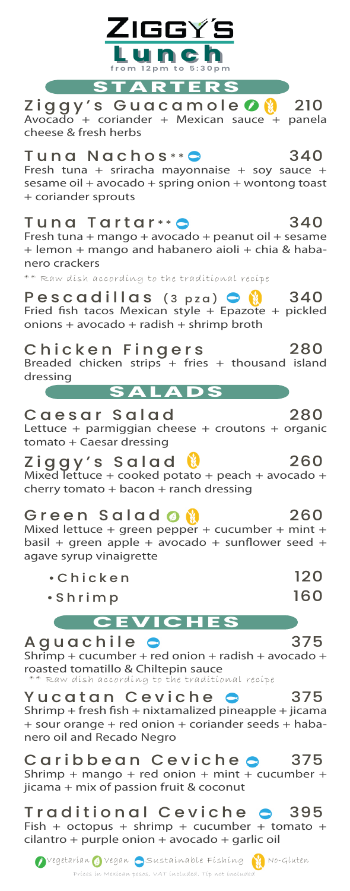# Ziggy´s

## Lunch

from 12pm to 5:30pm

## STARTERS

### Ziggy's Guacamole — 210
Avocado + coriander + Mexican sauce + panela cheese & fresh herbs

### Tuna Nachos** — 340
Fresh tuna + sriracha mayonnaise + soy sauce + sesame oil + avocado + spring onion + wontong toast + coriander sprouts

### Tuna Tartar** — 340
Fresh tuna + mango + avocado + peanut oil + sesame + lemon + mango and habanero aioli + chia & habanero crackers

** Raw dish according to the traditional recipe

### Pescadillas (3 pza) — 340
Fried fish tacos Mexican style + Epazote + pickled onions + avocado + radish + shrimp broth

### Chicken Fingers — 280
Breaded chicken strips + fries + thousand island dressing

## SALADS

### Caesar Salad — 280
Lettuce + parmiggian cheese + croutons + organic tomato + Caesar dressing

### Ziggy's Salad — 260
Mixed lettuce + cooked potato + peach + avocado + cherry tomato + bacon + ranch dressing

### Green Salad — 260
Mixed lettuce + green pepper + cucumber + mint + basil + green apple + avocado + sunflower seed + agave syrup vinaigrette

- Chicken — 120
- Shrimp — 160

## CEVICHES

### Aguachile — 375
Shrimp + cucumber + red onion + radish + avocado + roasted tomatillo & Chiltepin sauce

** Raw dish according to the traditional recipe

### Yucatan Ceviche — 375
Shrimp + fresh fish + nixtamalized pineapple + jicama + sour orange + red onion + coriander seeds + habanero oil and Recado Negro

### Caribbean Ceviche — 375
Shrimp + mango + red onion + mint + cucumber + jicama + mix of passion fruit & coconut

### Traditional Ceviche — 395
Fish + octopus + shrimp + cucumber + tomato + cilantro + purple onion + avocado + garlic oil

Vegetarian · Vegan · Sustainable Fishing · No-Gluten

Prices in Mexican pesos. VAT included. Tip not included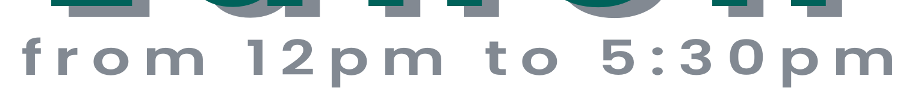from 12pm to 5:30pm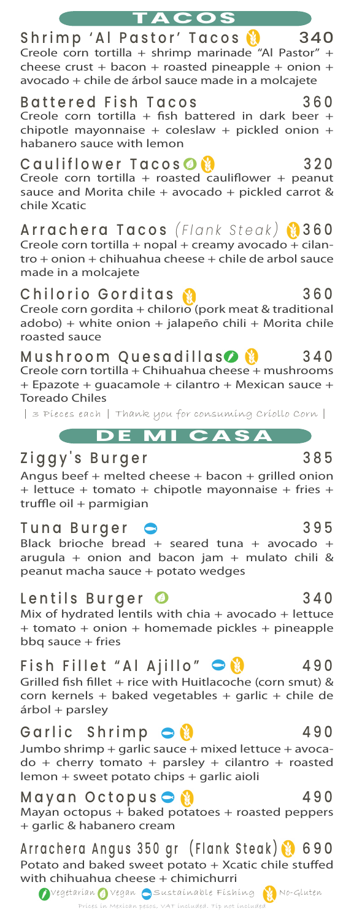## TACOS

### Shrimp 'Al Pastor' Tacos — 340
Creole corn tortilla + shrimp marinade "Al Pastor" + cheese crust + bacon + roasted pineapple + onion + avocado + chile de árbol sauce made in a molcajete

### Battered Fish Tacos — 360
Creole corn tortilla + fish battered in dark beer + chipotle mayonnaise + coleslaw + pickled onion + habanero sauce with lemon

### Cauliflower Tacos — 320
Creole corn tortilla + roasted cauliflower + peanut sauce and Morita chile + avocado + pickled carrot & chile Xcatic

### Arrachera Tacos *(Flank Steak)* — 360
Creole corn tortilla + nopal + creamy avocado + cilantro + onion + chihuahua cheese + chile de arbol sauce made in a molcajete

### Chilorio Gorditas — 360
Creole corn gordita + chilorio (pork meat & traditional adobo) + white onion + jalapeño chili + Morita chile roasted sauce

### Mushroom Quesadillas — 340
Creole corn tortilla + Chihuahua cheese + mushrooms + Epazote + guacamole + cilantro + Mexican sauce + Toreado Chiles

| 3 Pieces each | Thank you for consuming Criollo Corn |

## DE MI CASA

### Ziggy's Burger — 385
Angus beef + melted cheese + bacon + grilled onion + lettuce + tomato + chipotle mayonnaise + fries + truffle oil + parmigian

### Tuna Burger — 395
Black brioche bread + seared tuna + avocado + arugula + onion and bacon jam + mulato chili & peanut macha sauce + potato wedges

### Lentils Burger — 340
Mix of hydrated lentils with chia + avocado + lettuce + tomato + onion + homemade pickles + pineapple bbq sauce + fries

### Fish Fillet "Al Ajillo" — 490
Grilled fish fillet + rice with Huitlacoche (corn smut) & corn kernels + baked vegetables + garlic + chile de árbol + parsley

### Garlic Shrimp — 490
Jumbo shrimp + garlic sauce + mixed lettuce + avocado + cherry tomato + parsley + cilantro + roasted lemon + sweet potato chips + garlic aioli

### Mayan Octopus — 490
Mayan octopus + baked potatoes + roasted peppers + garlic & habanero cream

### Arrachera Angus 350 gr (Flank Steak) — 690
Potato and baked sweet potato + Xcatic chile stuffed with chihuahua cheese + chimichurri

Vegetarian | Vegan | Sustainable Fishing | No-Gluten

Prices in Mexican pesos, VAT included. Tip not included